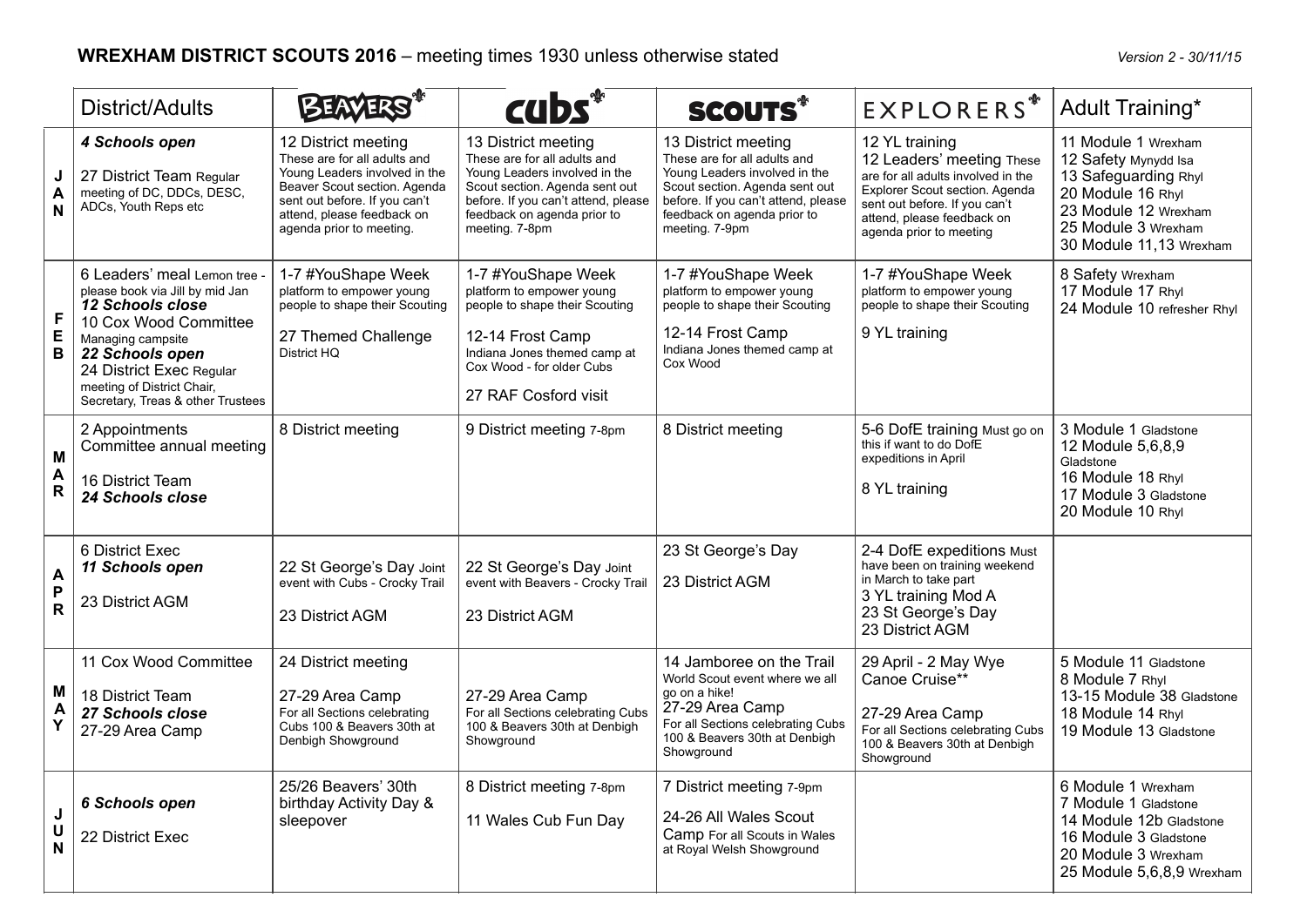**WREXHAM DISTRICT SCOUTS 2016** – meeting times 1930 unless otherwise stated

*Version 2 - 30/11/15*

| | District/Adults | BEAVERS | cubs | SCOUTS | EXPLORERS | Adult Training* |
|---|---|---|---|---|---|---|
| JAN | ***4 Schools open***<br><br>27 District Team Regular meeting of DC, DDCs, DESC, ADCs, Youth Reps etc | 12 District meeting These are for all adults and Young Leaders involved in the Beaver Scout section. Agenda sent out before. If you can't attend, please feedback on agenda prior to meeting. | 13 District meeting These are for all adults and Young Leaders involved in the Scout section. Agenda sent out before. If you can't attend, please feedback on agenda prior to meeting. 7-8pm | 13 District meeting These are for all adults and Young Leaders involved in the Scout section. Agenda sent out before. If you can't attend, please feedback on agenda prior to meeting. 7-9pm | 12 YL training<br>12 Leaders' meeting These are for all adults involved in the Explorer Scout section. Agenda sent out before. If you can't attend, please feedback on agenda prior to meeting | 11 Module 1 Wrexham<br>12 Safety Mynydd Isa<br>13 Safeguarding Rhyl<br>20 Module 16 Rhyl<br>23 Module 12 Wrexham<br>25 Module 3 Wrexham<br>30 Module 11,13 Wrexham |
| FEB | 6 Leaders' meal Lemon tree - please book via Jill by mid Jan<br>***12 Schools close***<br>10 Cox Wood Committee Managing campsite<br>***22 Schools open***<br>24 District Exec Regular meeting of District Chair, Secretary, Treas & other Trustees | 1-7 #YouShape Week platform to empower young people to shape their Scouting<br><br>27 Themed Challenge District HQ | 1-7 #YouShape Week platform to empower young people to shape their Scouting<br><br>12-14 Frost Camp Indiana Jones themed camp at Cox Wood - for older Cubs<br><br>27 RAF Cosford visit | 1-7 #YouShape Week platform to empower young people to shape their Scouting<br><br>12-14 Frost Camp Indiana Jones themed camp at Cox Wood | 1-7 #YouShape Week platform to empower young people to shape their Scouting<br><br>9 YL training | 8 Safety Wrexham<br>17 Module 17 Rhyl<br>24 Module 10 refresher Rhyl |
| MAR | 2 Appointments Committee annual meeting<br><br>16 District Team<br>***24 Schools close*** | 8 District meeting | 9 District meeting 7-8pm | 8 District meeting | 5-6 DofE training Must go on this if want to do DofE expeditions in April<br><br>8 YL training | 3 Module 1 Gladstone<br>12 Module 5,6,8,9 Gladstone<br>16 Module 18 Rhyl<br>17 Module 3 Gladstone<br>20 Module 10 Rhyl |
| APR | 6 District Exec<br>***11 Schools open***<br><br>23 District AGM | 22 St George's Day Joint event with Cubs - Crocky Trail<br><br>23 District AGM | 22 St George's Day Joint event with Beavers - Crocky Trail<br><br>23 District AGM | 23 St George's Day<br><br>23 District AGM | 2-4 DofE expeditions Must have been on training weekend in March to take part<br>3 YL training Mod A<br>23 St George's Day<br>23 District AGM | |
| MAY | 11 Cox Wood Committee<br><br>18 District Team<br>***27 Schools close***<br>27-29 Area Camp | 24 District meeting<br><br>27-29 Area Camp For all Sections celebrating Cubs 100 & Beavers 30th at Denbigh Showground | 27-29 Area Camp For all Sections celebrating Cubs 100 & Beavers 30th at Denbigh Showground | 14 Jamboree on the Trail World Scout event where we all go on a hike!<br>27-29 Area Camp For all Sections celebrating Cubs 100 & Beavers 30th at Denbigh Showground | 29 April - 2 May Wye Canoe Cruise**<br><br>27-29 Area Camp For all Sections celebrating Cubs 100 & Beavers 30th at Denbigh Showground | 5 Module 11 Gladstone<br>8 Module 7 Rhyl<br>13-15 Module 38 Gladstone<br>18 Module 14 Rhyl<br>19 Module 13 Gladstone |
| JUN | ***6 Schools open***<br><br>22 District Exec | 25/26 Beavers' 30th birthday Activity Day & sleepover | 8 District meeting 7-8pm<br><br>11 Wales Cub Fun Day | 7 District meeting 7-9pm<br><br>24-26 All Wales Scout Camp For all Scouts in Wales at Royal Welsh Showground | | 6 Module 1 Wrexham<br>7 Module 1 Gladstone<br>14 Module 12b Gladstone<br>16 Module 3 Gladstone<br>20 Module 3 Wrexham<br>25 Module 5,6,8,9 Wrexham |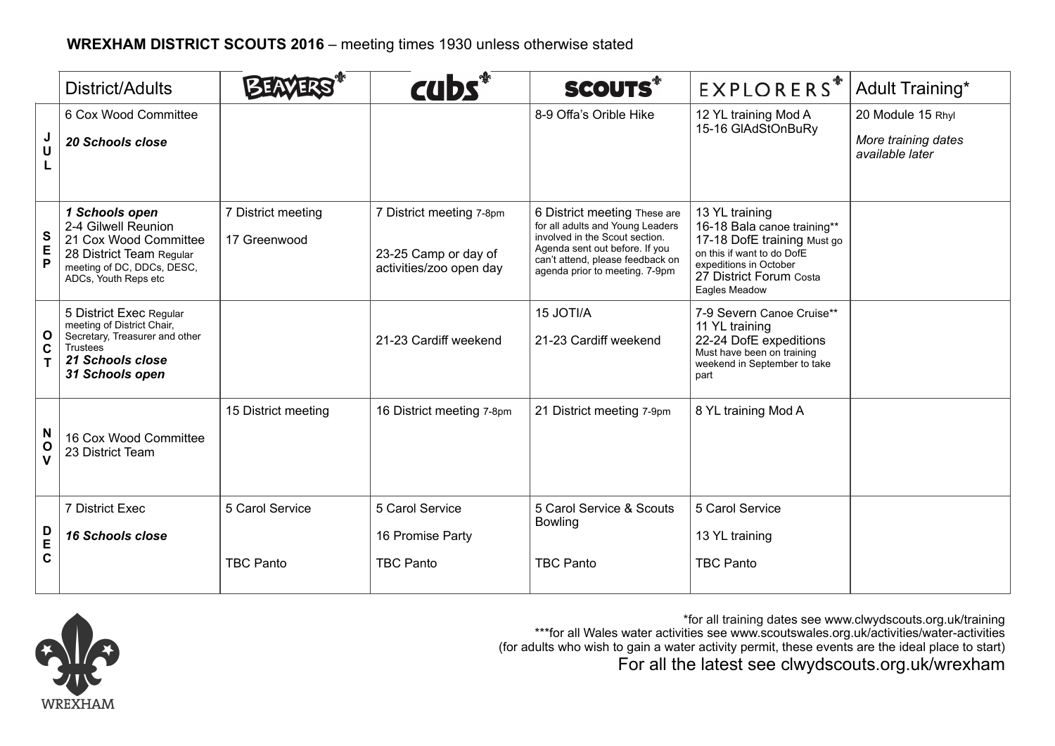**WREXHAM DISTRICT SCOUTS 2016** – meeting times 1930 unless otherwise stated

| | District/Adults | BEAVERS | cubs | SCOUTS | EXPLORERS | Adult Training* |
|---|---|---|---|---|---|---|
| JUL | 6 Cox Wood Committee<br>***20 Schools close*** | | | 8-9 Offa's Orible Hike | 12 YL training Mod A<br>15-16 GlAdStOnBuRy | 20 Module 15 Rhyl<br>*More training dates available later* |
| SEP | ***1 Schools open***<br>2-4 Gilwell Reunion<br>21 Cox Wood Committee<br>28 District Team Regular meeting of DC, DDCs, DESC, ADCs, Youth Reps etc | 7 District meeting<br>17 Greenwood | 7 District meeting 7-8pm<br>23-25 Camp or day of activities/zoo open day | 6 District meeting These are for all adults and Young Leaders involved in the Scout section. Agenda sent out before. If you can't attend, please feedback on agenda prior to meeting. 7-9pm | 13 YL training<br>16-18 Bala canoe training**<br>17-18 DofE training Must go on this if want to do DofE expeditions in October<br>27 District Forum Costa Eagles Meadow | |
| OCT | 5 District Exec Regular meeting of District Chair, Secretary, Treasurer and other Trustees<br>***21 Schools close***<br>***31 Schools open*** | | 21-23 Cardiff weekend | 15 JOTI/A<br>21-23 Cardiff weekend | 7-9 Severn Canoe Cruise**<br>11 YL training<br>22-24 DofE expeditions Must have been on training weekend in September to take part | |
| NOV | 16 Cox Wood Committee<br>23 District Team | 15 District meeting | 16 District meeting 7-8pm | 21 District meeting 7-9pm | 8 YL training Mod A | |
| DEC | 7 District Exec<br>***16 Schools close*** | 5 Carol Service<br>TBC Panto | 5 Carol Service<br>16 Promise Party<br>TBC Panto | 5 Carol Service & Scouts Bowling<br>TBC Panto | 5 Carol Service<br>13 YL training<br>TBC Panto | |

WREXHAM

*for all training dates see www.clwydscouts.org.uk/training
***for all Wales water activities see www.scoutswales.org.uk/activities/water-activities
(for adults who wish to gain a water activity permit, these events are the ideal place to start)

For all the latest see clwydscouts.org.uk/wrexham